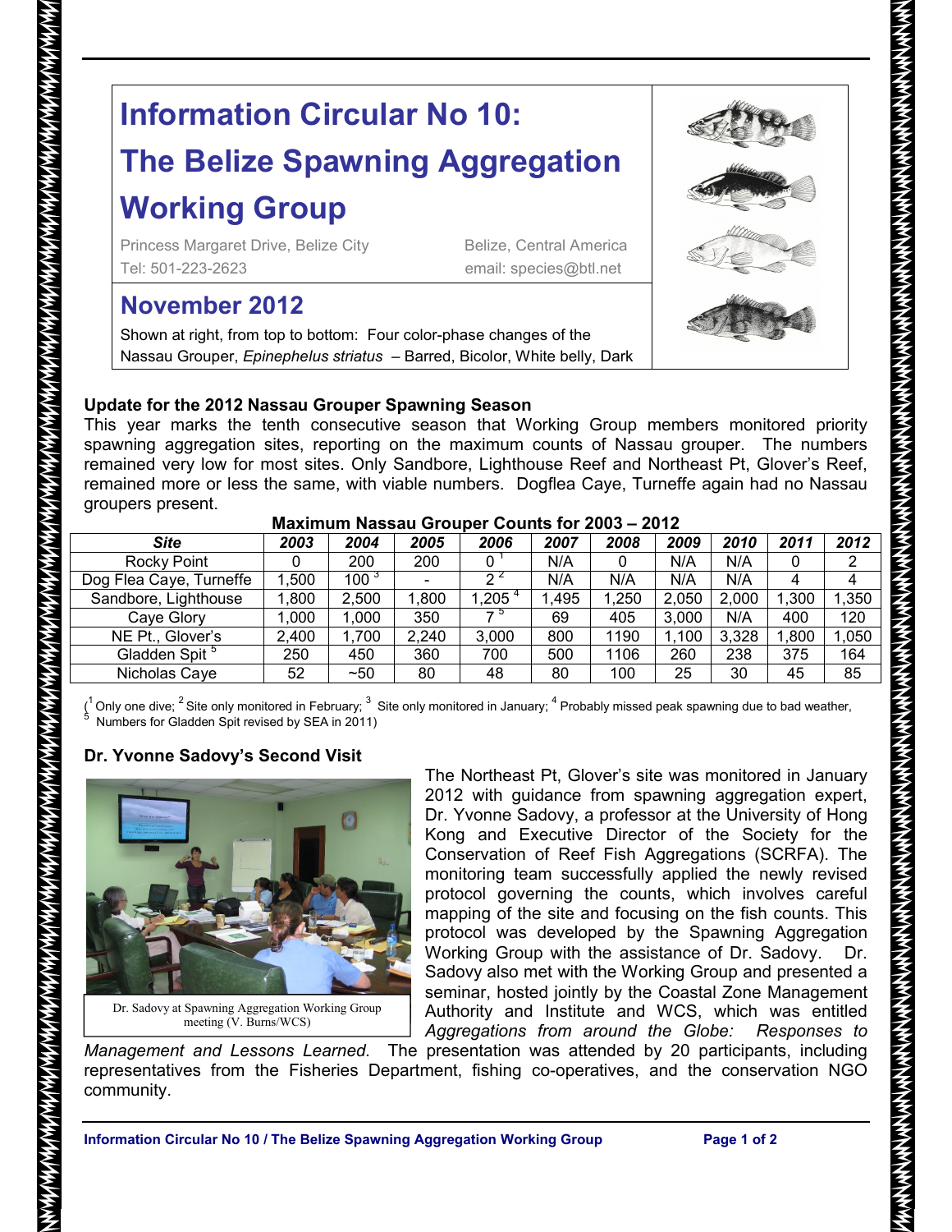# Information Circular No 10:
# The Belize Spawning Aggregation Working Group

Princess Margaret Drive, Belize City — Belize, Central America
Tel: 501-223-2623 — email: species@btl.net

## November 2012

Shown at right, from top to bottom: Four color-phase changes of the Nassau Grouper, *Epinephelus striatus* – Barred, Bicolor, White belly, Dark

### Update for the 2012 Nassau Grouper Spawning Season

This year marks the tenth consecutive season that Working Group members monitored priority spawning aggregation sites, reporting on the maximum counts of Nassau grouper. The numbers remained very low for most sites. Only Sandbore, Lighthouse Reef and Northeast Pt, Glover's Reef, remained more or less the same, with viable numbers. Dogflea Caye, Turneffe again had no Nassau groupers present.

**Maximum Nassau Grouper Counts for 2003 – 2012**

| *Site* | *2003* | *2004* | *2005* | *2006* | *2007* | *2008* | *2009* | *2010* | *2011* | *2012* |
|---|---|---|---|---|---|---|---|---|---|---|
| Rocky Point | 0 | 200 | 200 | 0 [1] | N/A | 0 | N/A | N/A | 0 | 2 |
| Dog Flea Caye, Turneffe | 1,500 | 100 [3] | - | 2 [2] | N/A | N/A | N/A | N/A | 4 | 4 |
| Sandbore, Lighthouse | 1,800 | 2,500 | 1,800 | 1,205 [4] | 1,495 | 1,250 | 2,050 | 2,000 | 1,300 | 1,350 |
| Caye Glory | 1,000 | 1,000 | 350 | 7 [5] | 69 | 405 | 3,000 | N/A | 400 | 120 |
| NE Pt., Glover's | 2,400 | 1,700 | 2,240 | 3,000 | 800 | 1190 | 1,100 | 3,328 | 1,800 | 1,050 |
| Gladden Spit [5] | 250 | 450 | 360 | 700 | 500 | 1106 | 260 | 238 | 375 | 164 |
| Nicholas Caye | 52 | ~50 | 80 | 48 | 80 | 100 | 25 | 30 | 45 | 85 |

([1] Only one dive; [2] Site only monitored in February; [3] Site only monitored in January; [4] Probably missed peak spawning due to bad weather, [5] Numbers for Gladden Spit revised by SEA in 2011)

### Dr. Yvonne Sadovy's Second Visit

Dr. Sadovy at Spawning Aggregation Working Group meeting (V. Burns/WCS)

The Northeast Pt, Glover's site was monitored in January 2012 with guidance from spawning aggregation expert, Dr. Yvonne Sadovy, a professor at the University of Hong Kong and Executive Director of the Society for the Conservation of Reef Fish Aggregations (SCRFA). The monitoring team successfully applied the newly revised protocol governing the counts, which involves careful mapping of the site and focusing on the fish counts. This protocol was developed by the Spawning Aggregation Working Group with the assistance of Dr. Sadovy. Dr. Sadovy also met with the Working Group and presented a seminar, hosted jointly by the Coastal Zone Management Authority and Institute and WCS, which was entitled *Aggregations from around the Globe: Responses to Management and Lessons Learned.* The presentation was attended by 20 participants, including representatives from the Fisheries Department, fishing co-operatives, and the conservation NGO community.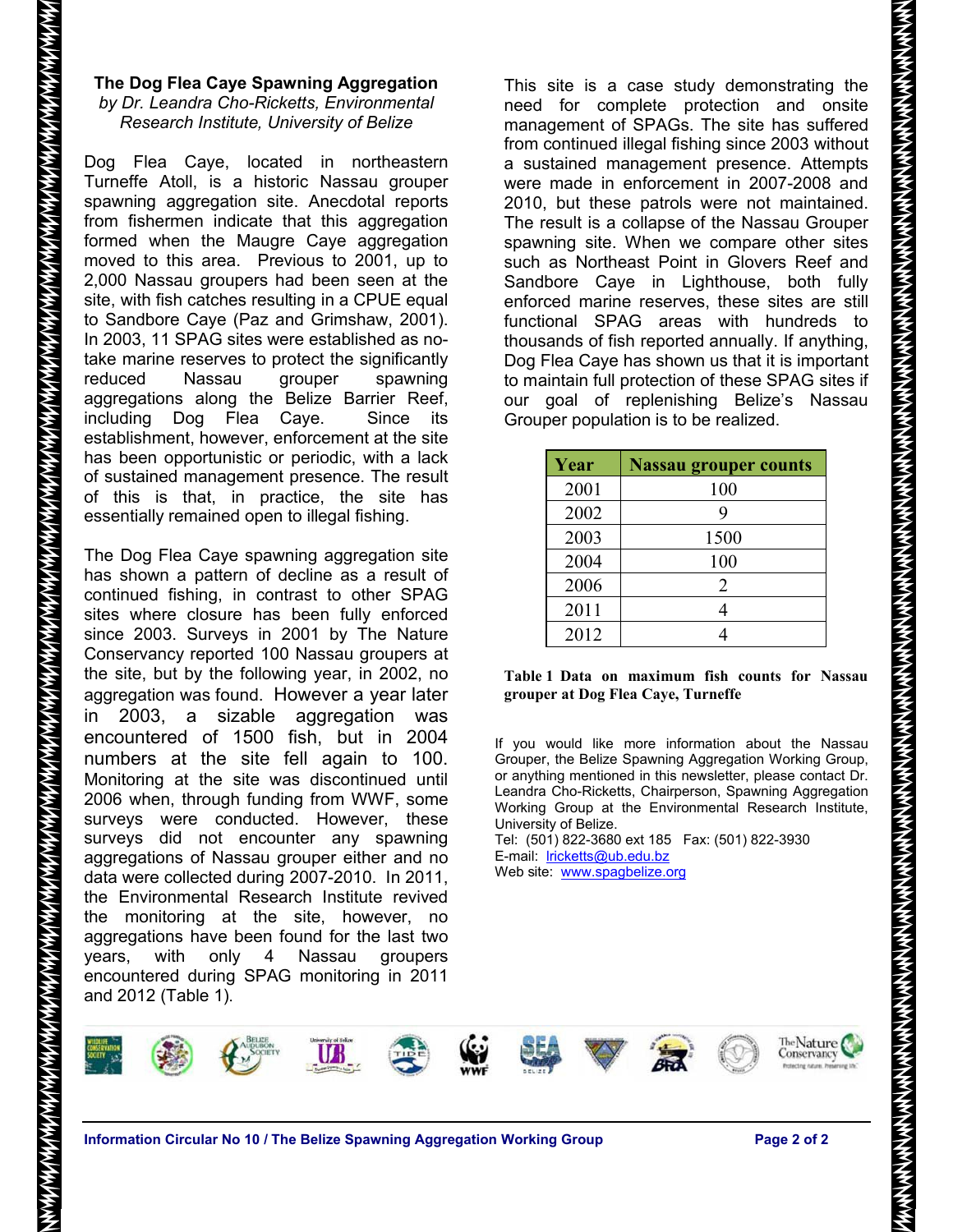**The Dog Flea Caye Spawning Aggregation**
*by Dr. Leandra Cho-Ricketts, Environmental Research Institute, University of Belize*

Dog Flea Caye, located in northeastern Turneffe Atoll, is a historic Nassau grouper spawning aggregation site. Anecdotal reports from fishermen indicate that this aggregation formed when the Maugre Caye aggregation moved to this area. Previous to 2001, up to 2,000 Nassau groupers had been seen at the site, with fish catches resulting in a CPUE equal to Sandbore Caye (Paz and Grimshaw, 2001). In 2003, 11 SPAG sites were established as no-take marine reserves to protect the significantly reduced Nassau grouper spawning aggregations along the Belize Barrier Reef, including Dog Flea Caye. Since its establishment, however, enforcement at the site has been opportunistic or periodic, with a lack of sustained management presence. The result of this is that, in practice, the site has essentially remained open to illegal fishing.

The Dog Flea Caye spawning aggregation site has shown a pattern of decline as a result of continued fishing, in contrast to other SPAG sites where closure has been fully enforced since 2003. Surveys in 2001 by The Nature Conservancy reported 100 Nassau groupers at the site, but by the following year, in 2002, no aggregation was found. However a year later in 2003, a sizable aggregation was encountered of 1500 fish, but in 2004 numbers at the site fell again to 100. Monitoring at the site was discontinued until 2006 when, through funding from WWF, some surveys were conducted. However, these surveys did not encounter any spawning aggregations of Nassau grouper either and no data were collected during 2007-2010. In 2011, the Environmental Research Institute revived the monitoring at the site, however, no aggregations have been found for the last two years, with only 4 Nassau groupers encountered during SPAG monitoring in 2011 and 2012 (Table 1).

This site is a case study demonstrating the need for complete protection and onsite management of SPAGs. The site has suffered from continued illegal fishing since 2003 without a sustained management presence. Attempts were made in enforcement in 2007-2008 and 2010, but these patrols were not maintained. The result is a collapse of the Nassau Grouper spawning site. When we compare other sites such as Northeast Point in Glovers Reef and Sandbore Caye in Lighthouse, both fully enforced marine reserves, these sites are still functional SPAG areas with hundreds to thousands of fish reported annually. If anything, Dog Flea Caye has shown us that it is important to maintain full protection of these SPAG sites if our goal of replenishing Belize's Nassau Grouper population is to be realized.

| Year | Nassau grouper counts |
|---|---|
| 2001 | 100 |
| 2002 | 9 |
| 2003 | 1500 |
| 2004 | 100 |
| 2006 | 2 |
| 2011 | 4 |
| 2012 | 4 |

**Table 1 Data on maximum fish counts for Nassau grouper at Dog Flea Caye, Turneffe**

If you would like more information about the Nassau Grouper, the Belize Spawning Aggregation Working Group, or anything mentioned in this newsletter, please contact Dr. Leandra Cho-Ricketts, Chairperson, Spawning Aggregation Working Group at the Environmental Research Institute, University of Belize.
Tel: (501) 822-3680 ext 185 Fax: (501) 822-3930
E-mail: lricketts@ub.edu.bz
Web site: www.spagbelize.org